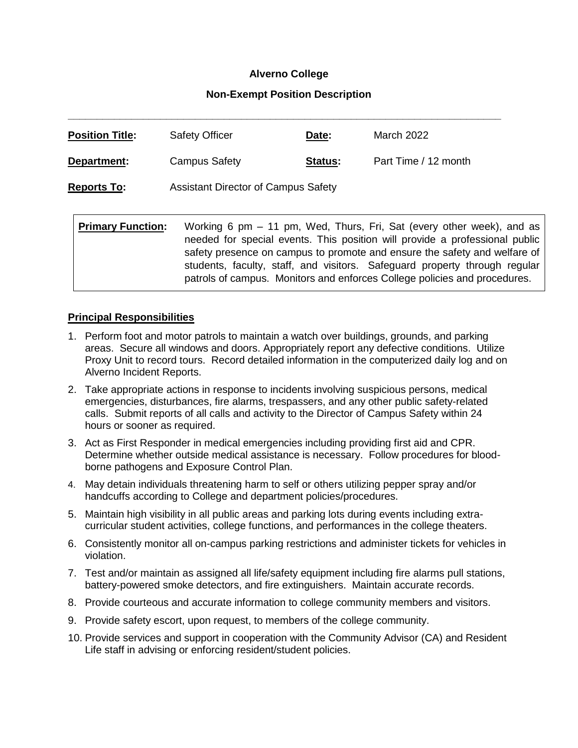**Alverno College**

**Non-Exempt Position Description**

---

| **Position Title:** | Safety Officer | **Date:** | March 2022 |
|---|---|---|---|
| **Department:** | Campus Safety | **Status:** | Part Time / 12 month |
| **Reports To:** | Assistant Director of Campus Safety | | |

| **Primary Function:** | Working 6 pm – 11 pm, Wed, Thurs, Fri, Sat (every other week), and as needed for special events. This position will provide a professional public safety presence on campus to promote and ensure the safety and welfare of students, faculty, staff, and visitors. Safeguard property through regular patrols of campus. Monitors and enforces College policies and procedures. |
|---|---|

**Principal Responsibilities**

1. Perform foot and motor patrols to maintain a watch over buildings, grounds, and parking areas. Secure all windows and doors. Appropriately report any defective conditions. Utilize Proxy Unit to record tours. Record detailed information in the computerized daily log and on Alverno Incident Reports.
2. Take appropriate actions in response to incidents involving suspicious persons, medical emergencies, disturbances, fire alarms, trespassers, and any other public safety-related calls. Submit reports of all calls and activity to the Director of Campus Safety within 24 hours or sooner as required.
3. Act as First Responder in medical emergencies including providing first aid and CPR. Determine whether outside medical assistance is necessary. Follow procedures for blood-borne pathogens and Exposure Control Plan.
4. May detain individuals threatening harm to self or others utilizing pepper spray and/or handcuffs according to College and department policies/procedures.
5. Maintain high visibility in all public areas and parking lots during events including extra-curricular student activities, college functions, and performances in the college theaters.
6. Consistently monitor all on-campus parking restrictions and administer tickets for vehicles in violation.
7. Test and/or maintain as assigned all life/safety equipment including fire alarms pull stations, battery-powered smoke detectors, and fire extinguishers. Maintain accurate records.
8. Provide courteous and accurate information to college community members and visitors.
9. Provide safety escort, upon request, to members of the college community.
10. Provide services and support in cooperation with the Community Advisor (CA) and Resident Life staff in advising or enforcing resident/student policies.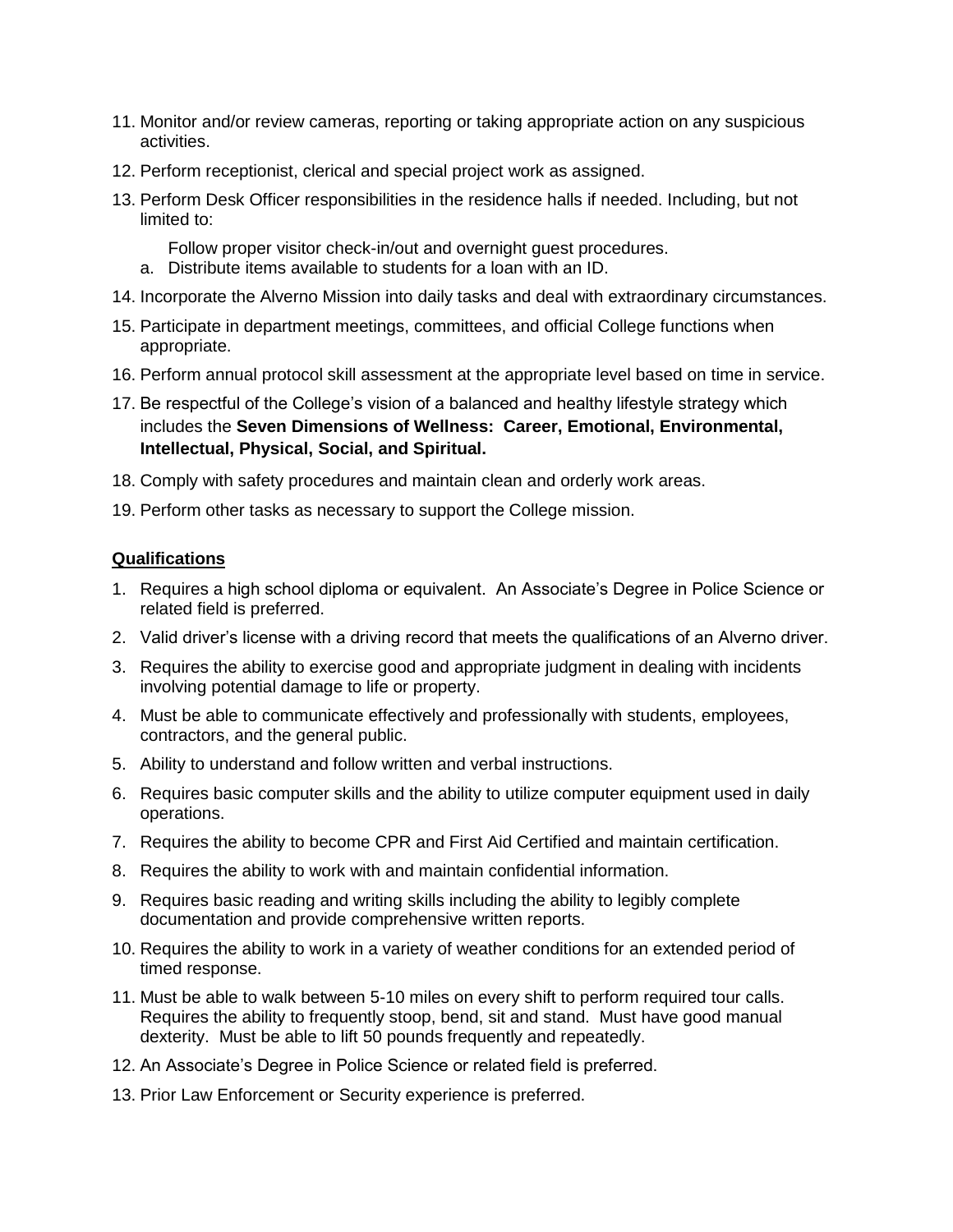11. Monitor and/or review cameras, reporting or taking appropriate action on any suspicious activities.
12. Perform receptionist, clerical and special project work as assigned.
13. Perform Desk Officer responsibilities in the residence halls if needed. Including, but not limited to:

    Follow proper visitor check-in/out and overnight guest procedures.

    a. Distribute items available to students for a loan with an ID.
14. Incorporate the Alverno Mission into daily tasks and deal with extraordinary circumstances.
15. Participate in department meetings, committees, and official College functions when appropriate.
16. Perform annual protocol skill assessment at the appropriate level based on time in service.
17. Be respectful of the College's vision of a balanced and healthy lifestyle strategy which includes the **Seven Dimensions of Wellness: Career, Emotional, Environmental, Intellectual, Physical, Social, and Spiritual.**
18. Comply with safety procedures and maintain clean and orderly work areas.
19. Perform other tasks as necessary to support the College mission.

**Qualifications**

1. Requires a high school diploma or equivalent. An Associate's Degree in Police Science or related field is preferred.
2. Valid driver's license with a driving record that meets the qualifications of an Alverno driver.
3. Requires the ability to exercise good and appropriate judgment in dealing with incidents involving potential damage to life or property.
4. Must be able to communicate effectively and professionally with students, employees, contractors, and the general public.
5. Ability to understand and follow written and verbal instructions.
6. Requires basic computer skills and the ability to utilize computer equipment used in daily operations.
7. Requires the ability to become CPR and First Aid Certified and maintain certification.
8. Requires the ability to work with and maintain confidential information.
9. Requires basic reading and writing skills including the ability to legibly complete documentation and provide comprehensive written reports.
10. Requires the ability to work in a variety of weather conditions for an extended period of timed response.
11. Must be able to walk between 5-10 miles on every shift to perform required tour calls. Requires the ability to frequently stoop, bend, sit and stand. Must have good manual dexterity. Must be able to lift 50 pounds frequently and repeatedly.
12. An Associate's Degree in Police Science or related field is preferred.
13. Prior Law Enforcement or Security experience is preferred.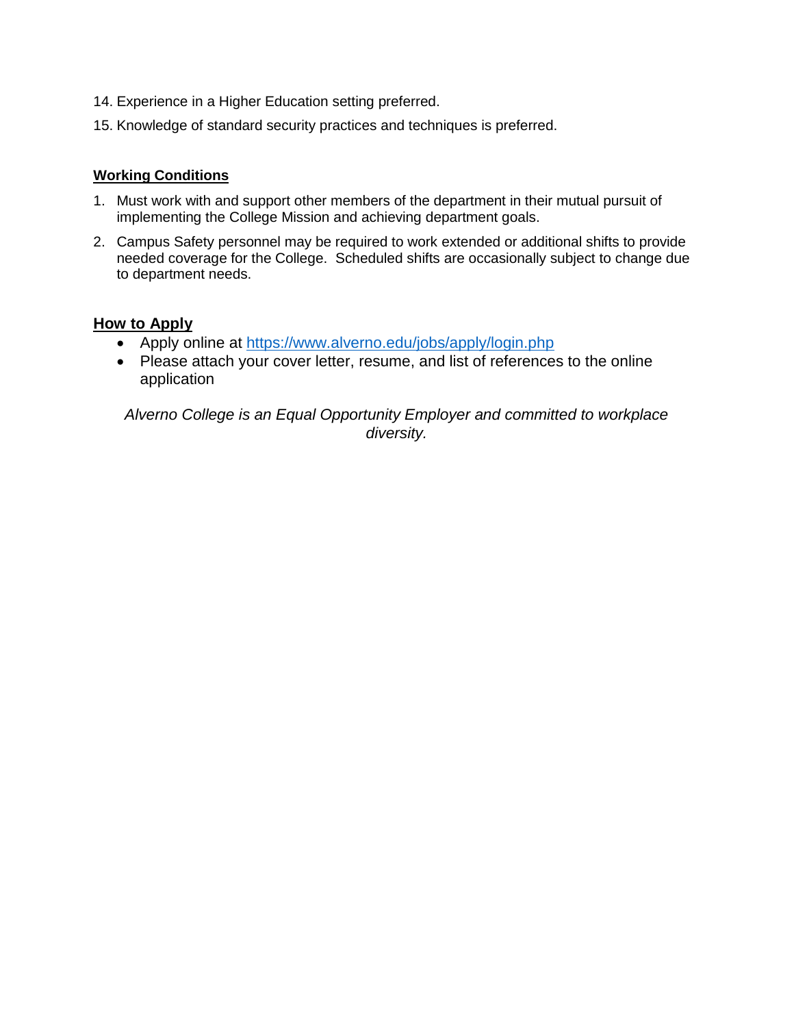14. Experience in a Higher Education setting preferred.
15. Knowledge of standard security practices and techniques is preferred.

**Working Conditions**

1. Must work with and support other members of the department in their mutual pursuit of implementing the College Mission and achieving department goals.
2. Campus Safety personnel may be required to work extended or additional shifts to provide needed coverage for the College. Scheduled shifts are occasionally subject to change due to department needs.

**How to Apply**

- Apply online at https://www.alverno.edu/jobs/apply/login.php
- Please attach your cover letter, resume, and list of references to the online application

*Alverno College is an Equal Opportunity Employer and committed to workplace diversity.*